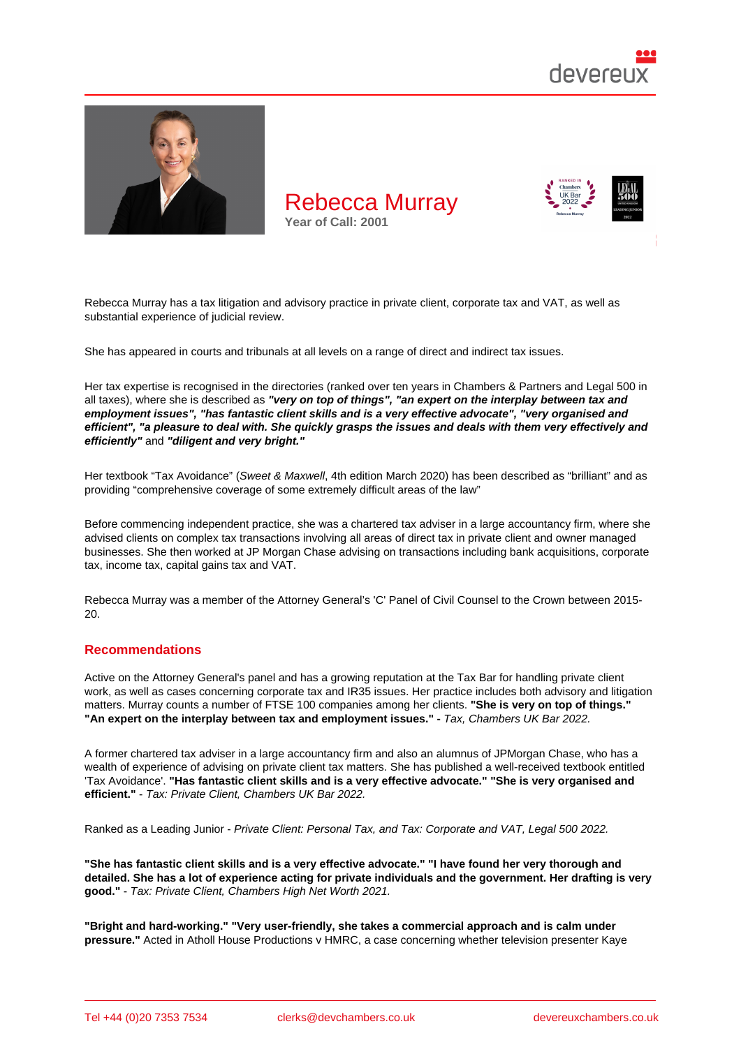# Rebecca Murray

**Year of Call: 2001**

Rebecca Murray has a tax litigation and advisory practice in private client, corporate tax and VAT, as well as substantial experience of judicial review.

She has appeared in courts and tribunals at all levels on a range of direct and indirect tax issues.

Her tax expertise is recognised in the directories (ranked over ten years in Chambers & Partners and Legal 500 in all taxes), where she is described as ***"very on top of things", "an expert on the interplay between tax and employment issues", "has fantastic client skills and is a very effective advocate", "very organised and efficient", "a pleasure to deal with. She quickly grasps the issues and deals with them very effectively and efficiently"*** and ***"diligent and very bright."***

Her textbook "Tax Avoidance" (*Sweet & Maxwell*, 4th edition March 2020) has been described as "brilliant" and as providing "comprehensive coverage of some extremely difficult areas of the law"

Before commencing independent practice, she was a chartered tax adviser in a large accountancy firm, where she advised clients on complex tax transactions involving all areas of direct tax in private client and owner managed businesses. She then worked at JP Morgan Chase advising on transactions including bank acquisitions, corporate tax, income tax, capital gains tax and VAT.

Rebecca Murray was a member of the Attorney General's 'C' Panel of Civil Counsel to the Crown between 2015-20.

## Recommendations

Active on the Attorney General's panel and has a growing reputation at the Tax Bar for handling private client work, as well as cases concerning corporate tax and IR35 issues. Her practice includes both advisory and litigation matters. Murray counts a number of FTSE 100 companies among her clients. **"She is very on top of things." "An expert on the interplay between tax and employment issues." -** *Tax, Chambers UK Bar 2022.*

A former chartered tax adviser in a large accountancy firm and also an alumnus of JPMorgan Chase, who has a wealth of experience of advising on private client tax matters. She has published a well-received textbook entitled 'Tax Avoidance'. **"Has fantastic client skills and is a very effective advocate." "She is very organised and efficient."** - *Tax: Private Client, Chambers UK Bar 2022.*

Ranked as a Leading Junior - *Private Client: Personal Tax, and Tax: Corporate and VAT, Legal 500 2022.*

**"She has fantastic client skills and is a very effective advocate." "I have found her very thorough and detailed. She has a lot of experience acting for private individuals and the government. Her drafting is very good."** - *Tax: Private Client, Chambers High Net Worth 2021.*

**"Bright and hard-working." "Very user-friendly, she takes a commercial approach and is calm under pressure."** Acted in Atholl House Productions v HMRC, a case concerning whether television presenter Kaye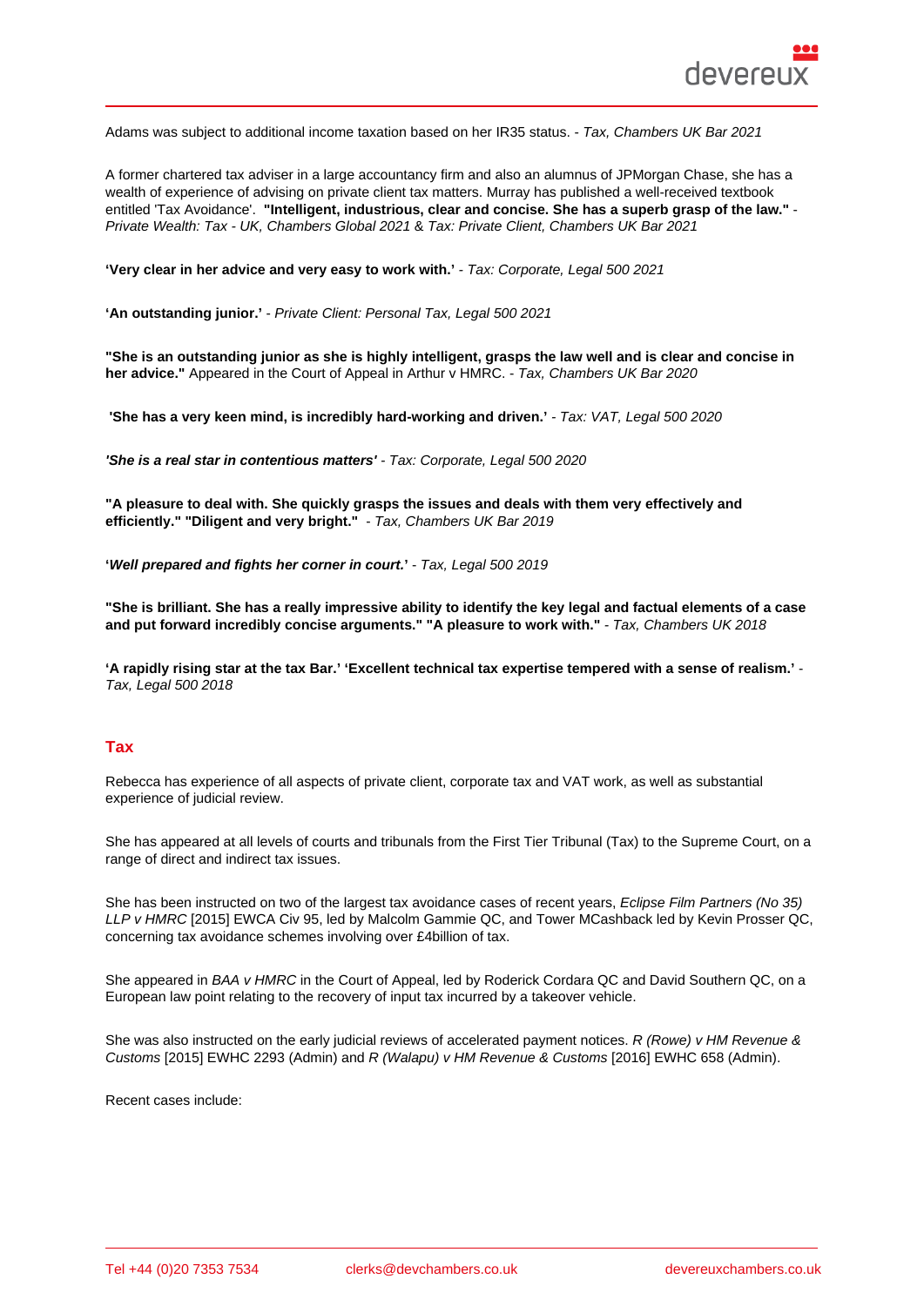Adams was subject to additional income taxation based on her IR35 status. - *Tax, Chambers UK Bar 2021*

A former chartered tax adviser in a large accountancy firm and also an alumnus of JPMorgan Chase, she has a wealth of experience of advising on private client tax matters. Murray has published a well-received textbook entitled 'Tax Avoidance'. **"Intelligent, industrious, clear and concise. She has a superb grasp of the law."** - *Private Wealth: Tax - UK, Chambers Global 2021* & *Tax: Private Client, Chambers UK Bar 2021*

**'Very clear in her advice and very easy to work with.'** - *Tax: Corporate, Legal 500 2021*

**'An outstanding junior.'** - *Private Client: Personal Tax, Legal 500 2021*

**"She is an outstanding junior as she is highly intelligent, grasps the law well and is clear and concise in her advice."** Appeared in the Court of Appeal in Arthur v HMRC. - *Tax, Chambers UK Bar 2020*

**'She has a very keen mind, is incredibly hard-working and driven.'** - *Tax: VAT, Legal 500 2020*

***'She is a real star in contentious matters'*** - *Tax: Corporate, Legal 500 2020*

**"A pleasure to deal with. She quickly grasps the issues and deals with them very effectively and efficiently." "Diligent and very bright."** - *Tax, Chambers UK Bar 2019*

**'*Well prepared and fights her corner in court.*'** - *Tax, Legal 500 2019*

**"She is brilliant. She has a really impressive ability to identify the key legal and factual elements of a case and put forward incredibly concise arguments." "A pleasure to work with."** - *Tax, Chambers UK 2018*

**'A rapidly rising star at the tax Bar.' 'Excellent technical tax expertise tempered with a sense of realism.'** - *Tax, Legal 500 2018*

## Tax

Rebecca has experience of all aspects of private client, corporate tax and VAT work, as well as substantial experience of judicial review.

She has appeared at all levels of courts and tribunals from the First Tier Tribunal (Tax) to the Supreme Court, on a range of direct and indirect tax issues.

She has been instructed on two of the largest tax avoidance cases of recent years, *Eclipse Film Partners (No 35) LLP v HMRC* [2015] EWCA Civ 95, led by Malcolm Gammie QC, and Tower MCashback led by Kevin Prosser QC, concerning tax avoidance schemes involving over £4billion of tax.

She appeared in *BAA v HMRC* in the Court of Appeal, led by Roderick Cordara QC and David Southern QC, on a European law point relating to the recovery of input tax incurred by a takeover vehicle.

She was also instructed on the early judicial reviews of accelerated payment notices. *R (Rowe) v HM Revenue & Customs* [2015] EWHC 2293 (Admin) and *R (Walapu) v HM Revenue & Customs* [2016] EWHC 658 (Admin).

Recent cases include: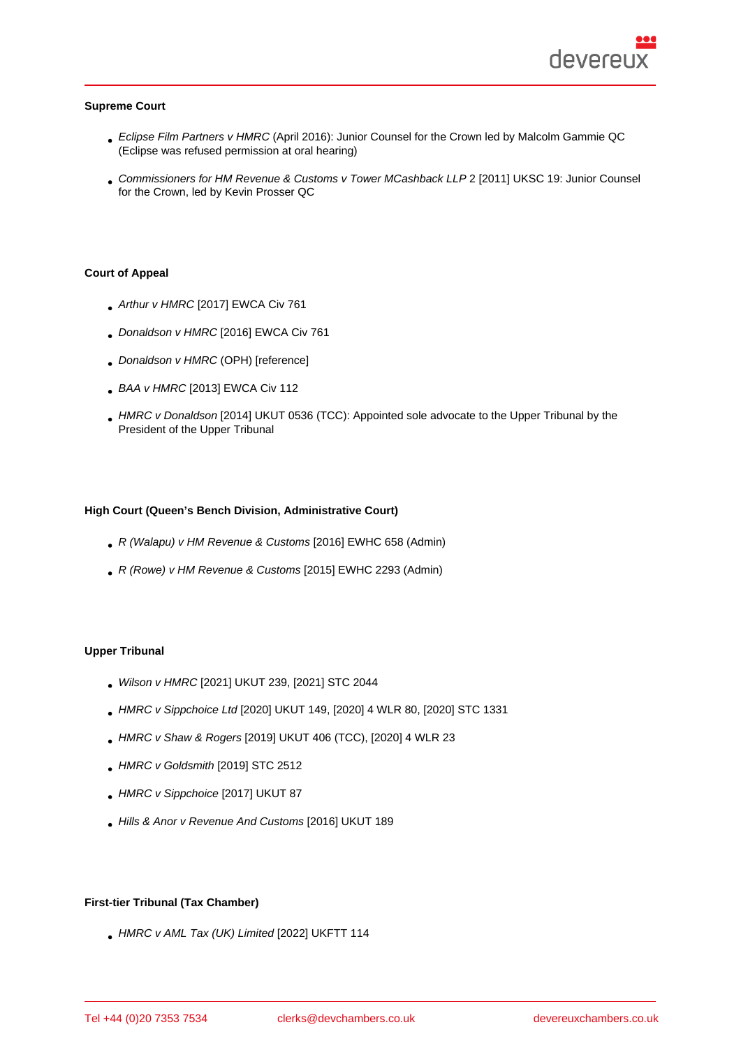**Supreme Court**

- *Eclipse Film Partners v HMRC* (April 2016): Junior Counsel for the Crown led by Malcolm Gammie QC (Eclipse was refused permission at oral hearing)
- *Commissioners for HM Revenue & Customs v Tower MCashback LLP* 2 [2011] UKSC 19: Junior Counsel for the Crown, led by Kevin Prosser QC

**Court of Appeal**

- *Arthur v HMRC* [2017] EWCA Civ 761
- *Donaldson v HMRC* [2016] EWCA Civ 761
- *Donaldson v HMRC* (OPH) [reference]
- *BAA v HMRC* [2013] EWCA Civ 112
- *HMRC v Donaldson* [2014] UKUT 0536 (TCC): Appointed sole advocate to the Upper Tribunal by the President of the Upper Tribunal

**High Court (Queen's Bench Division, Administrative Court)**

- *R (Walapu) v HM Revenue & Customs* [2016] EWHC 658 (Admin)
- *R (Rowe) v HM Revenue & Customs* [2015] EWHC 2293 (Admin)

**Upper Tribunal**

- *Wilson v HMRC* [2021] UKUT 239, [2021] STC 2044
- *HMRC v Sippchoice Ltd* [2020] UKUT 149, [2020] 4 WLR 80, [2020] STC 1331
- *HMRC v Shaw & Rogers* [2019] UKUT 406 (TCC), [2020] 4 WLR 23
- *HMRC v Goldsmith* [2019] STC 2512
- *HMRC v Sippchoice* [2017] UKUT 87
- *Hills & Anor v Revenue And Customs* [2016] UKUT 189

**First-tier Tribunal (Tax Chamber)**

- *HMRC v AML Tax (UK) Limited* [2022] UKFTT 114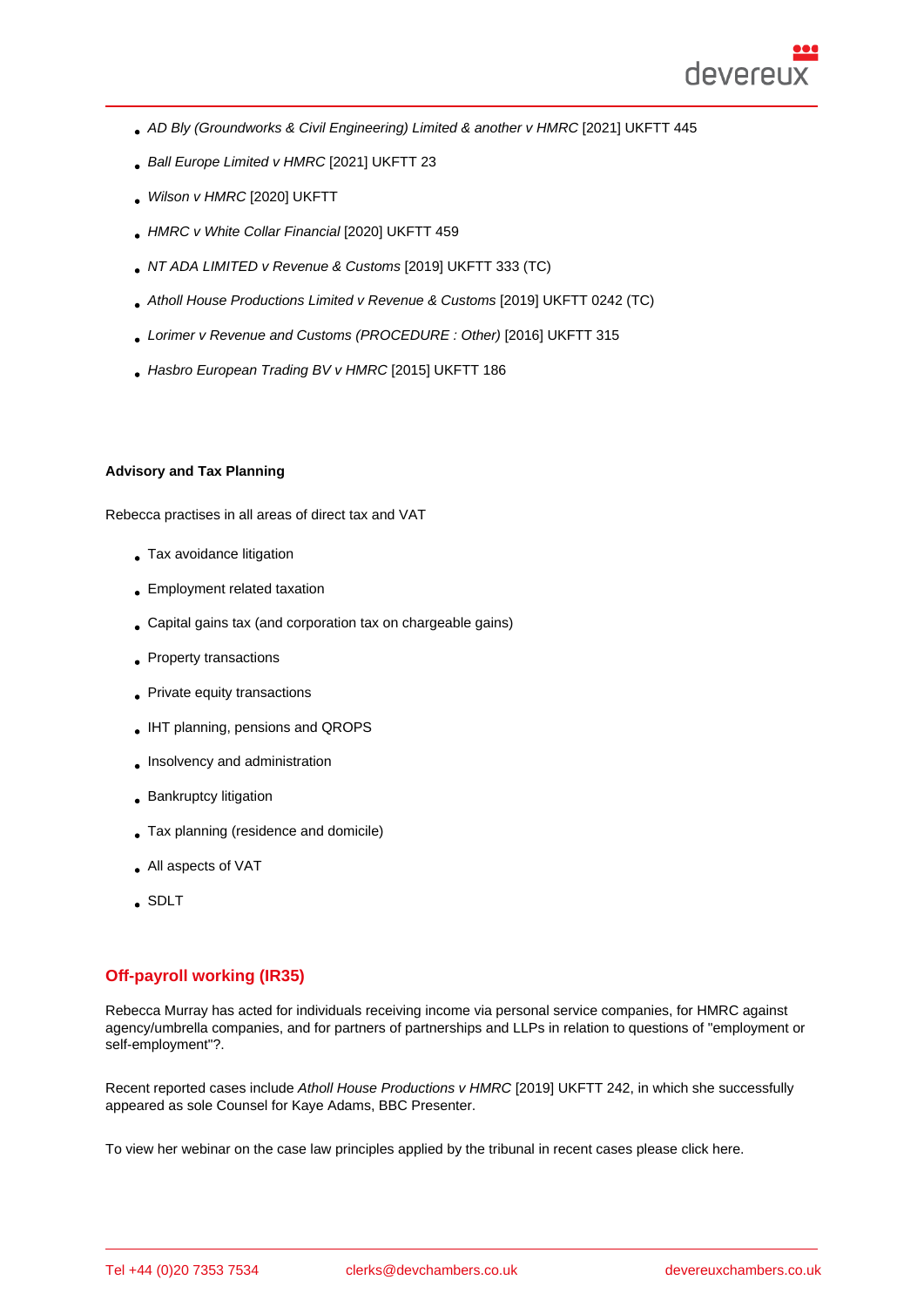- *AD Bly (Groundworks & Civil Engineering) Limited & another v HMRC* [2021] UKFTT 445
- *Ball Europe Limited v HMRC* [2021] UKFTT 23
- *Wilson v HMRC* [2020] UKFTT
- *HMRC v White Collar Financial* [2020] UKFTT 459
- *NT ADA LIMITED v Revenue & Customs* [2019] UKFTT 333 (TC)
- *Atholl House Productions Limited v Revenue & Customs* [2019] UKFTT 0242 (TC)
- *Lorimer v Revenue and Customs (PROCEDURE : Other)* [2016] UKFTT 315
- *Hasbro European Trading BV v HMRC* [2015] UKFTT 186

**Advisory and Tax Planning**

Rebecca practises in all areas of direct tax and VAT

- Tax avoidance litigation
- Employment related taxation
- Capital gains tax (and corporation tax on chargeable gains)
- Property transactions
- Private equity transactions
- IHT planning, pensions and QROPS
- Insolvency and administration
- Bankruptcy litigation
- Tax planning (residence and domicile)
- All aspects of VAT
- SDLT

## Off-payroll working (IR35)

Rebecca Murray has acted for individuals receiving income via personal service companies, for HMRC against agency/umbrella companies, and for partners of partnerships and LLPs in relation to questions of "employment or self-employment"?.

Recent reported cases include *Atholl House Productions v HMRC* [2019] UKFTT 242, in which she successfully appeared as sole Counsel for Kaye Adams, BBC Presenter.

To view her webinar on the case law principles applied by the tribunal in recent cases please click here.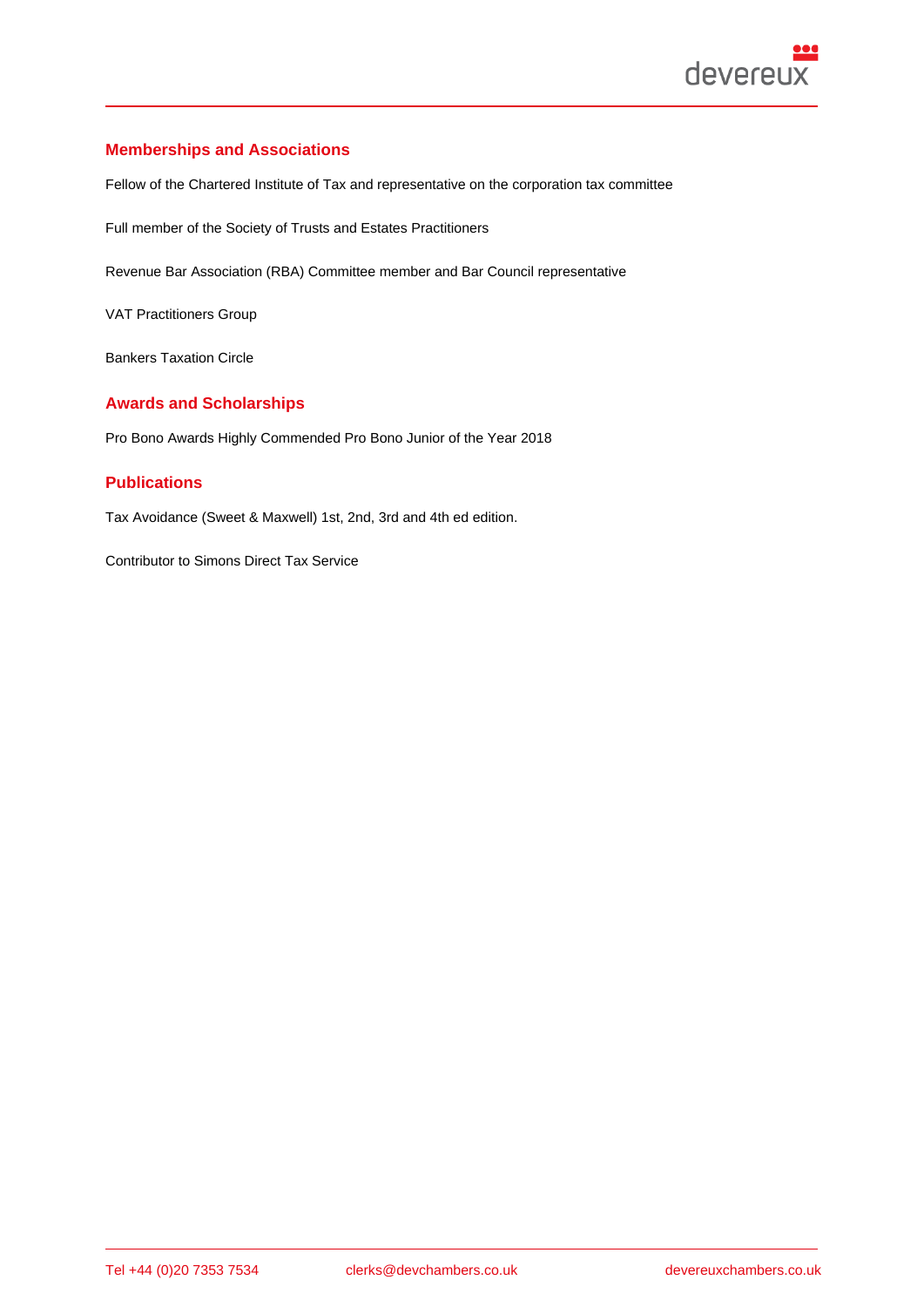## Memberships and Associations

Fellow of the Chartered Institute of Tax and representative on the corporation tax committee

Full member of the Society of Trusts and Estates Practitioners

Revenue Bar Association (RBA) Committee member and Bar Council representative

VAT Practitioners Group

Bankers Taxation Circle

## Awards and Scholarships

Pro Bono Awards Highly Commended Pro Bono Junior of the Year 2018

## Publications

Tax Avoidance (Sweet & Maxwell) 1st, 2nd, 3rd and 4th ed edition.

Contributor to Simons Direct Tax Service